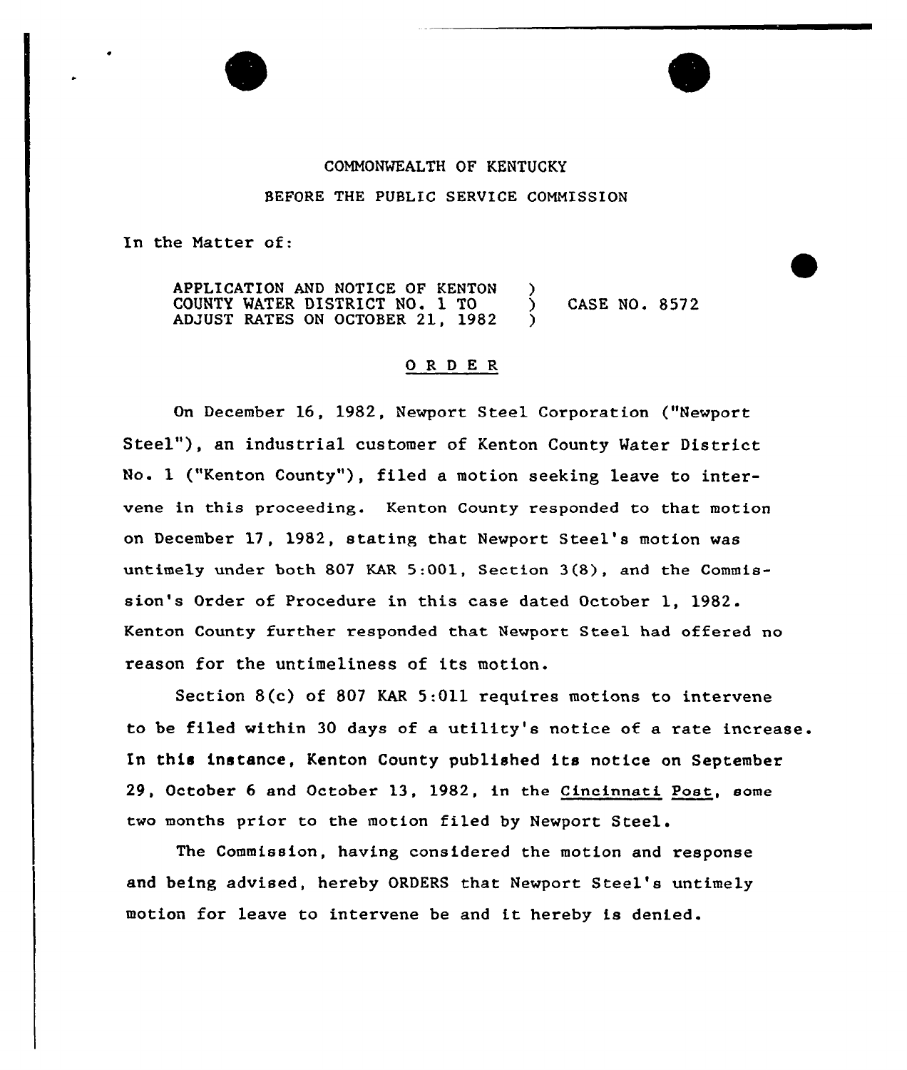COMMONWEALTH OF KENTUCKY

BEFORE THE PUBLIC SERVICE COMMISSION

In the Matter of:

APPLICATION AND NOTICE OF KENTON COUNTY WATER DISTRICT NO. 1 TO ADJUST RATES ON OCTOBER 21, 1982 ) CASE NO. 8572

## O R D E R

On December 16, 1982, Newport Steel Corporation ("Newport Steel"), an industrial customer of Kenton County Water District No. 1 ("Kenton County"), filed a motion seeking leave to intervene in this proceeding. Kenton County responded to that motion on December 17, 1982, stating that Newport Steel's motion was untimely under both 807 KAR 5:001, Section 3(8), and the Commission's Order of Procedure in this case dated October 1, 1982. Kenton County further responded that Newport Steel had offered no reason for the untimeliness of its motion.

Section 8(c) of 807 KAR 5:011 requires motions to intervene to be filed within 30 days of a utility's notice of a rate increase. In this instance, Kenton County published its notice on September 29, October 6 and October 13, 1982, in the Cincinnati Post, some two months prior to the motion filed by Newport Steel.

The Commission, having considered the motion and response and being advised, hereby ORDERS that Newport Steel's untimely motion for leave to intervene be and it hereby is denied.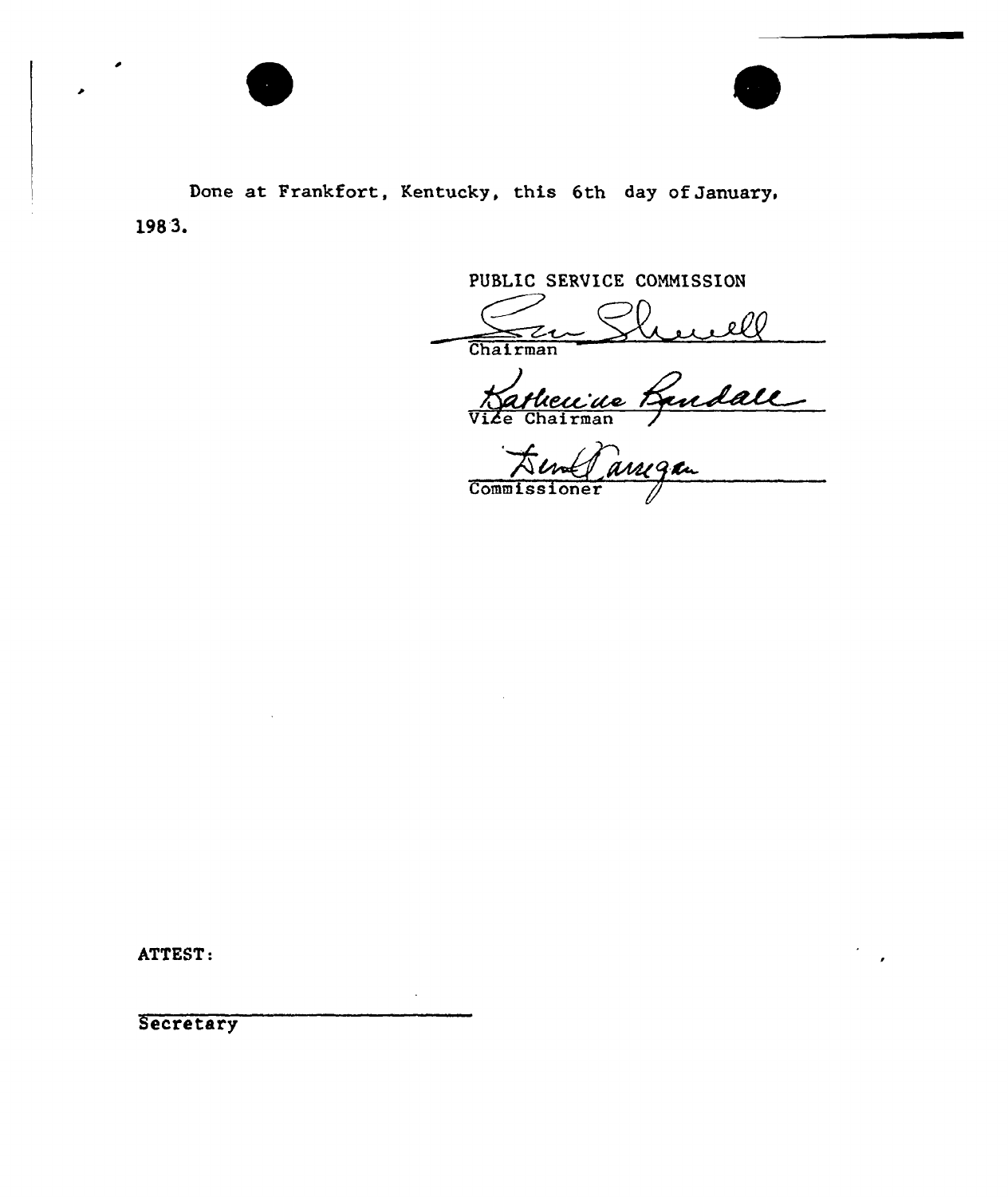Done at Frankfort, Kentucky, this 6th day of January, 1983.

PUBLIC SERVICE COMMISSION

Chairman

Vice Chairman

Commissioner

ATTEST:

Secretary